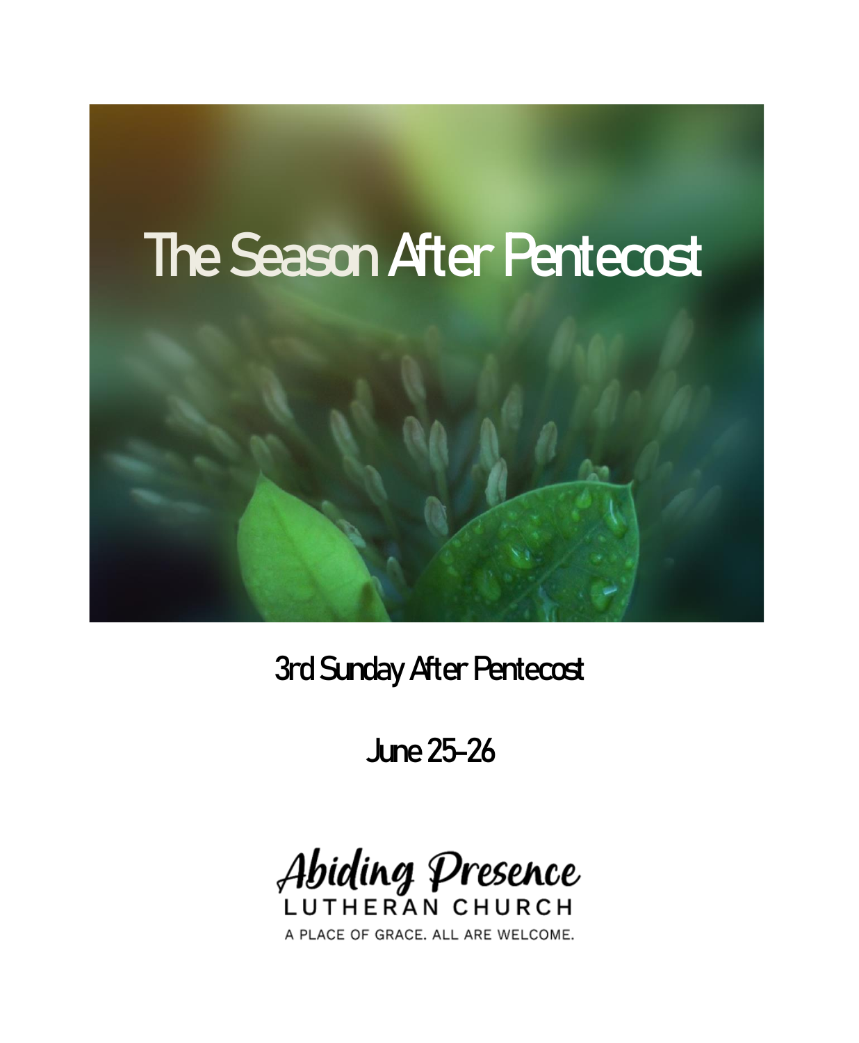# The Season After Pentecost

## 3rd Sunday After Pentecost

## June 25-26

Abiding Presence
LUTHERAN CHURCH
A PLACE OF GRACE. ALL ARE WELCOME.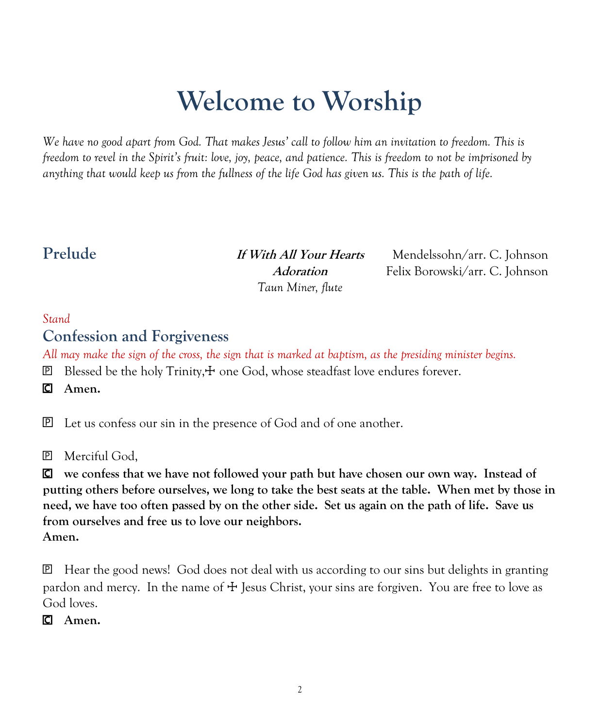# Welcome to Worship

*We have no good apart from God. That makes Jesus' call to follow him an invitation to freedom. This is freedom to revel in the Spirit's fruit: love, joy, peace, and patience. This is freedom to not be imprisoned by anything that would keep us from the fullness of the life God has given us. This is the path of life.*

## Prelude

***If With All Your Hearts*** — Mendelssohn/arr. C. Johnson
***Adoration*** — Felix Borowski/arr. C. Johnson
*Taun Miner, flute*

*Stand*

## Confession and Forgiveness

*All may make the sign of the cross, the sign that is marked at baptism, as the presiding minister begins.*

P Blessed be the holy Trinity,☩ one God, whose steadfast love endures forever.

**C Amen.**

P Let us confess our sin in the presence of God and of one another.

P Merciful God,

**C we confess that we have not followed your path but have chosen our own way. Instead of putting others before ourselves, we long to take the best seats at the table. When met by those in need, we have too often passed by on the other side. Set us again on the path of life. Save us from ourselves and free us to love our neighbors.**
**Amen.**

P Hear the good news! God does not deal with us according to our sins but delights in granting pardon and mercy. In the name of ☩ Jesus Christ, your sins are forgiven. You are free to love as God loves.

**C Amen.**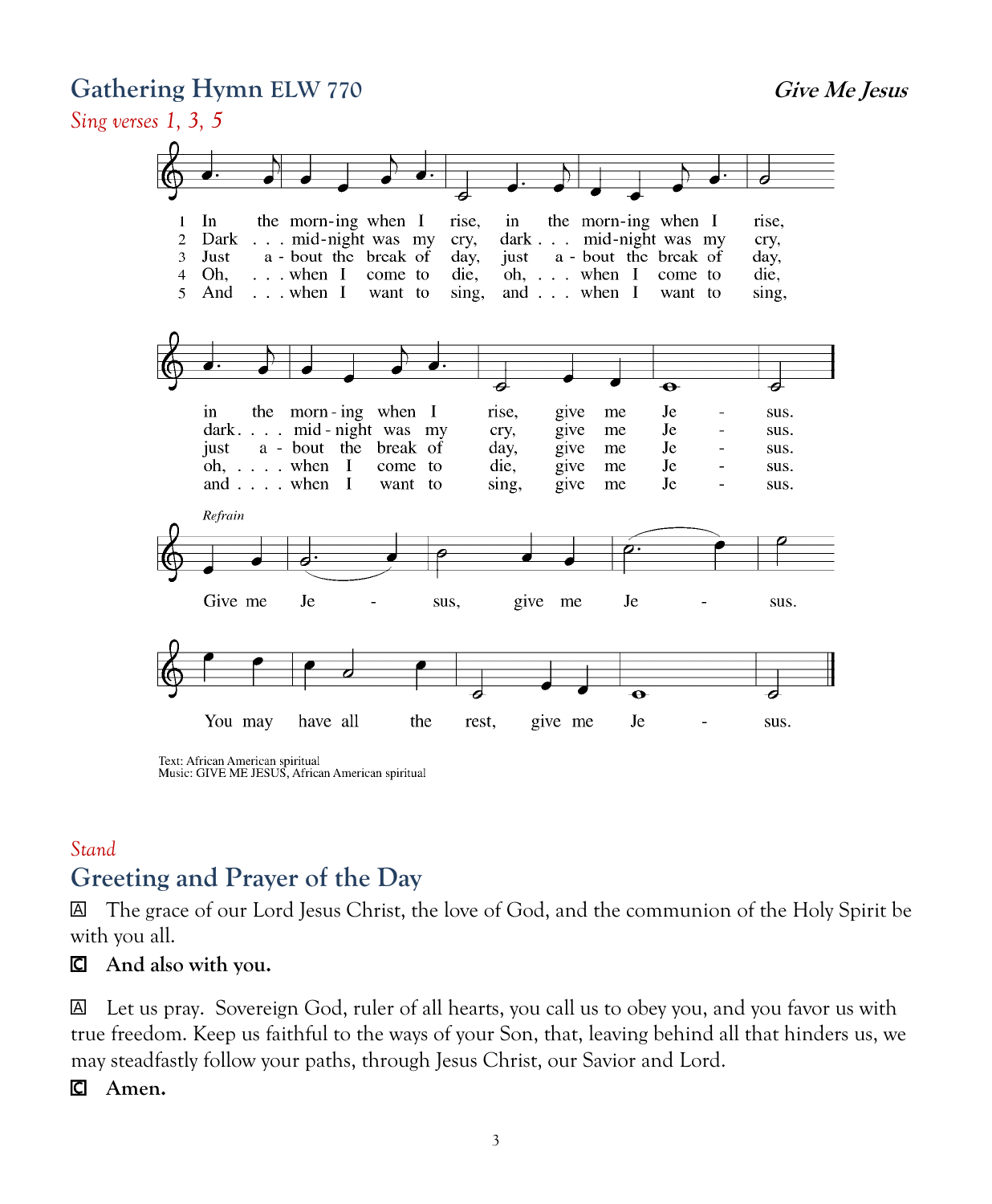## Gathering Hymn ELW 770 *Give Me Jesus*

*Sing verses 1, 3, 5*

1 In the morn-ing when I rise, in the morn-ing when I rise, in the morn-ing when I rise, give me Je - sus.

2 Dark . . . mid-night was my cry, dark . . . mid-night was my cry, dark. . . . mid-night was my cry, give me Je - sus.

3 Just a - bout the break of day, just a - bout the break of day, just a - bout the break of day, give me Je - sus.

4 Oh, . . . when I come to die, oh, . . . when I come to die, oh, . . . . when I come to die, give me Je - sus.

5 And . . . when I want to sing, and . . . when I want to sing, and . . . . when I want to sing, give me Je - sus.

*Refrain*

Give me Je - sus, give me Je - sus. You may have all the rest, give me Je - sus.

Text: African American spiritual
Music: GIVE ME JESUS, African American spiritual

*Stand*

## Greeting and Prayer of the Day

A The grace of our Lord Jesus Christ, the love of God, and the communion of the Holy Spirit be with you all.

C **And also with you.**

A Let us pray. Sovereign God, ruler of all hearts, you call us to obey you, and you favor us with true freedom. Keep us faithful to the ways of your Son, that, leaving behind all that hinders us, we may steadfastly follow your paths, through Jesus Christ, our Savior and Lord.

C **Amen.**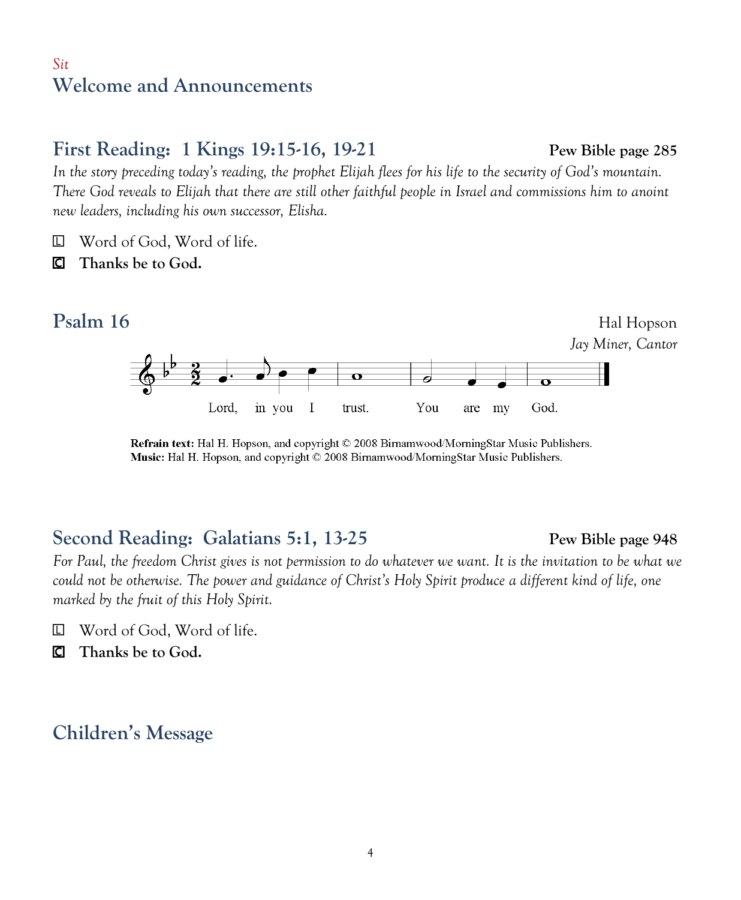*Sit*

## Welcome and Announcements

## First Reading: 1 Kings 19:15-16, 19-21 **Pew Bible page 285**

*In the story preceding today's reading, the prophet Elijah flees for his life to the security of God's mountain. There God reveals to Elijah that there are still other faithful people in Israel and commissions him to anoint new leaders, including his own successor, Elisha.*

L Word of God, Word of life.

C **Thanks be to God.**

## Psalm 16

Hal Hopson
*Jay Miner, Cantor*

Lord, in you I trust. You are my God.

**Refrain text:** Hal H. Hopson, and copyright © 2008 Birnamwood/MorningStar Music Publishers.
**Music:** Hal H. Hopson, and copyright © 2008 Birnamwood/MorningStar Music Publishers.

## Second Reading: Galatians 5:1, 13-25 **Pew Bible page 948**

*For Paul, the freedom Christ gives is not permission to do whatever we want. It is the invitation to be what we could not be otherwise. The power and guidance of Christ's Holy Spirit produce a different kind of life, one marked by the fruit of this Holy Spirit.*

L Word of God, Word of life.

C **Thanks be to God.**

## Children's Message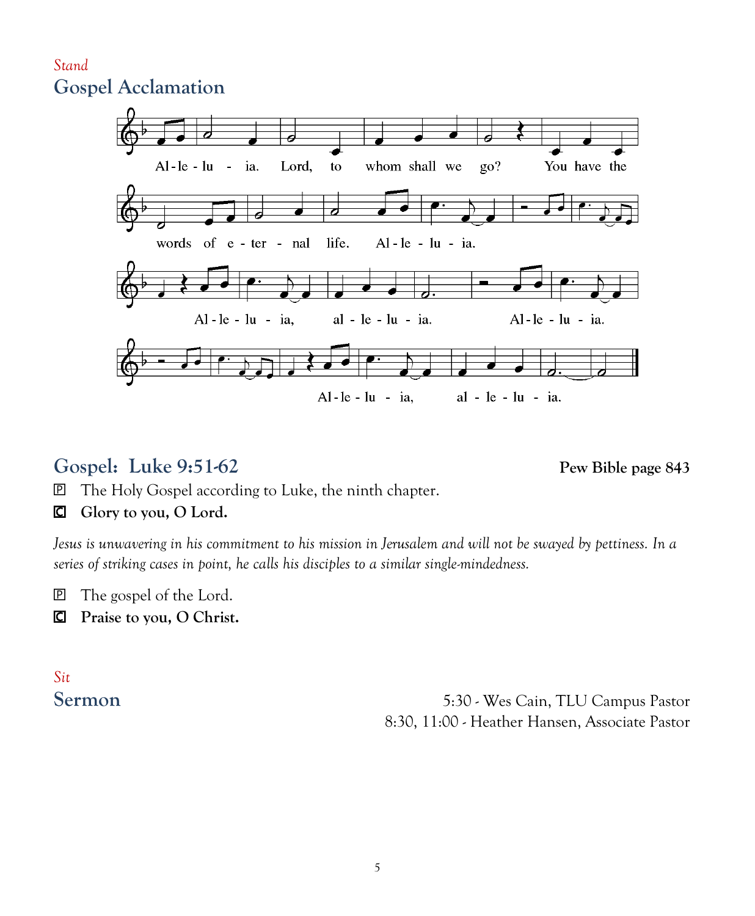*Stand*

## Gospel Acclamation

Al-le-lu-ia. Lord, to whom shall we go? You have the words of e-ter-nal life. Al-le-lu-ia. Al-le-lu-ia, al-le-lu-ia. Al-le-lu-ia. Al-le-lu-ia, al-le-lu-ia.

## Gospel: Luke 9:51-62

**Pew Bible page 843**

P The Holy Gospel according to Luke, the ninth chapter.

**C Glory to you, O Lord.**

*Jesus is unwavering in his commitment to his mission in Jerusalem and will not be swayed by pettiness. In a series of striking cases in point, he calls his disciples to a similar single-mindedness.*

P The gospel of the Lord.

**C Praise to you, O Christ.**

*Sit*

## Sermon

5:30 - Wes Cain, TLU Campus Pastor
8:30, 11:00 - Heather Hansen, Associate Pastor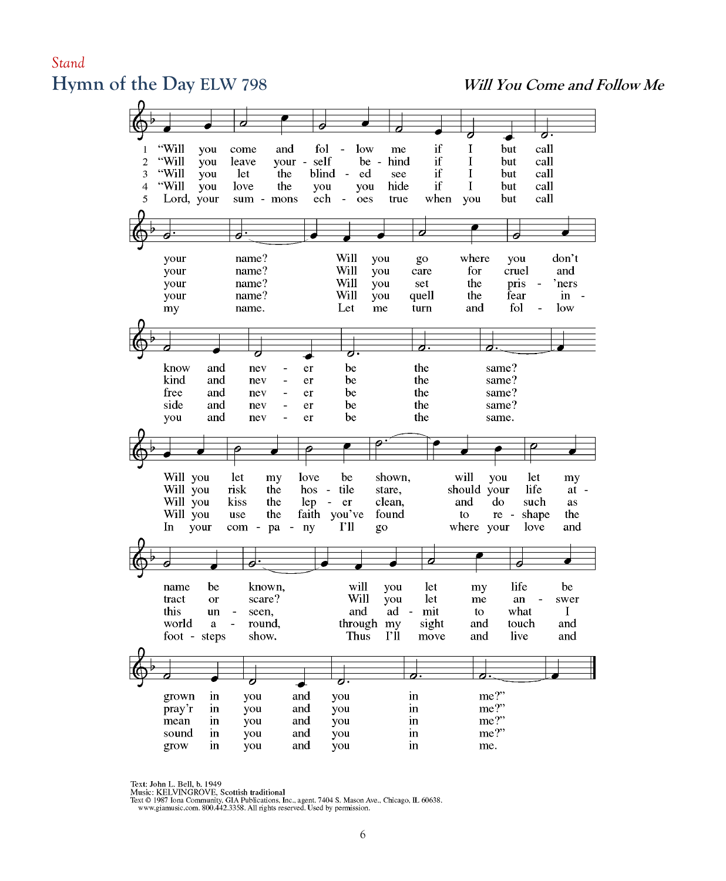*Stand*

## Hymn of the Day ELW 798

***Will You Come and Follow Me***

1 "Will you come and follow me if I but call your name? Will you go where you don't know and never be the same? Will you let my love be shown, will you let my name be known, will you let my life be grown in you and you in me?"

2 "Will you leave yourself behind if I but call your name? Will you care for cruel and kind and never be the same? Will you risk the hostile stare, should your life attract or scare? Will you let me answer pray'r in you and you in me?"

3 "Will you let the blinded see if I but call your name? Will you set the pris'ners free and never be the same? Will you kiss the leper clean, and do such as this unseen, and admit to what I mean in you and you in me?"

4 "Will you love the 'you' you hide if I but call your name? Will you quell the fear inside and never be the same? Will you use the faith you've found to reshape the world around, through my sight and touch and sound in you and you in me?"

5 Lord, your summons echoes true when you but call my name. Let me turn and follow you and never be the same. In your company I'll go where your love and footsteps show. Thus I'll move and live and grow in you and you in me.

Text: John L. Bell, b. 1949
Music: KELVINGROVE, Scottish traditional
Text © 1987 Iona Community, GIA Publications, Inc., agent. 7404 S. Mason Ave., Chicago, IL 60638. www.giamusic.com. 800.442.3358. All rights reserved. Used by permission.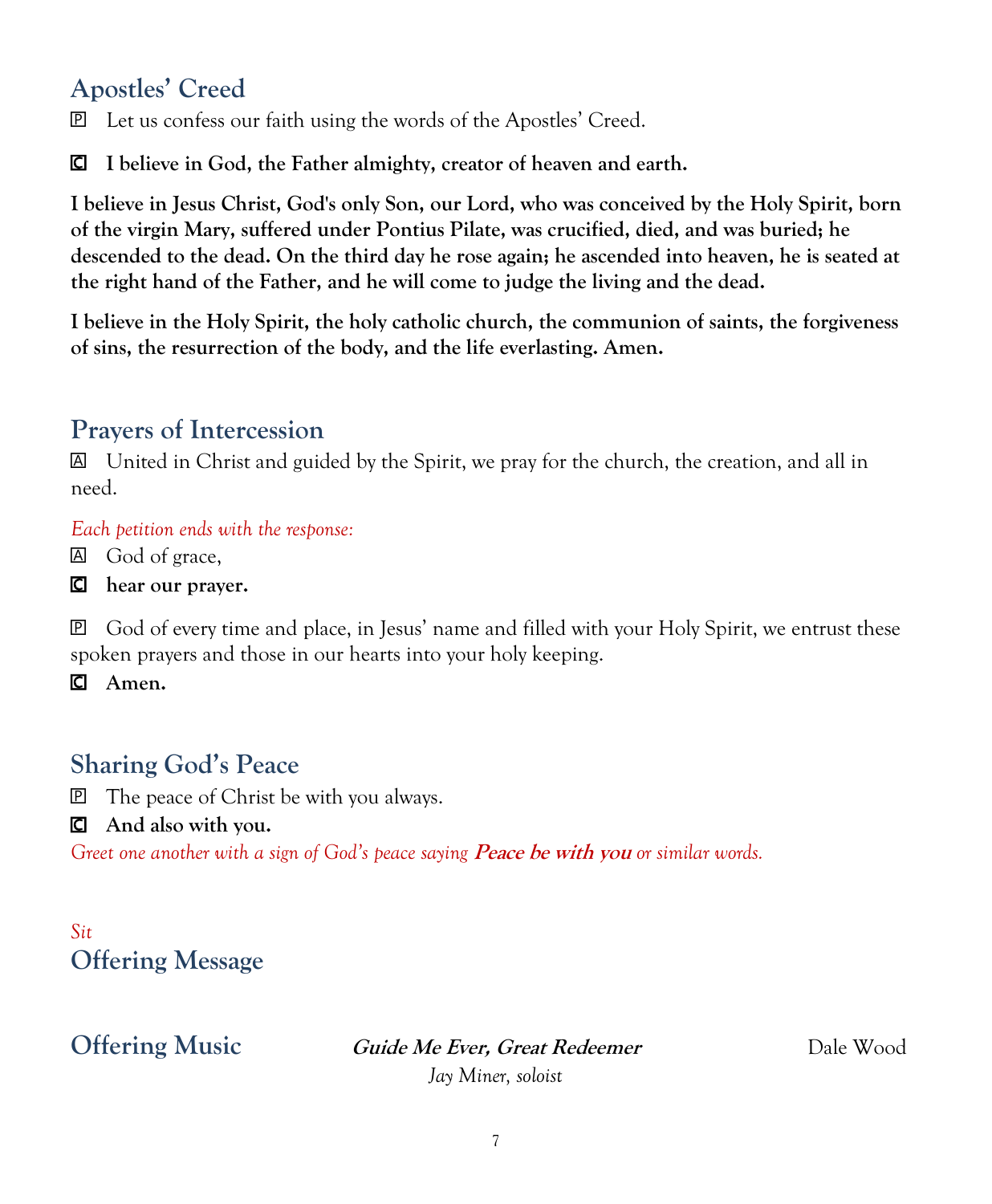## Apostles' Creed

P Let us confess our faith using the words of the Apostles' Creed.

**C I believe in God, the Father almighty, creator of heaven and earth.**

**I believe in Jesus Christ, God's only Son, our Lord, who was conceived by the Holy Spirit, born of the virgin Mary, suffered under Pontius Pilate, was crucified, died, and was buried; he descended to the dead. On the third day he rose again; he ascended into heaven, he is seated at the right hand of the Father, and he will come to judge the living and the dead.**

**I believe in the Holy Spirit, the holy catholic church, the communion of saints, the forgiveness of sins, the resurrection of the body, and the life everlasting. Amen.**

## Prayers of Intercession

A United in Christ and guided by the Spirit, we pray for the church, the creation, and all in need.

*Each petition ends with the response:*

A God of grace,

**C hear our prayer.**

P God of every time and place, in Jesus' name and filled with your Holy Spirit, we entrust these spoken prayers and those in our hearts into your holy keeping.

**C Amen.**

## Sharing God's Peace

P The peace of Christ be with you always.

**C And also with you.**

*Greet one another with a sign of God's peace saying **Peace be with you** or similar words.*

*Sit*

## Offering Message

## Offering Music

***Guide Me Ever, Great Redeemer*** — Dale Wood

*Jay Miner, soloist*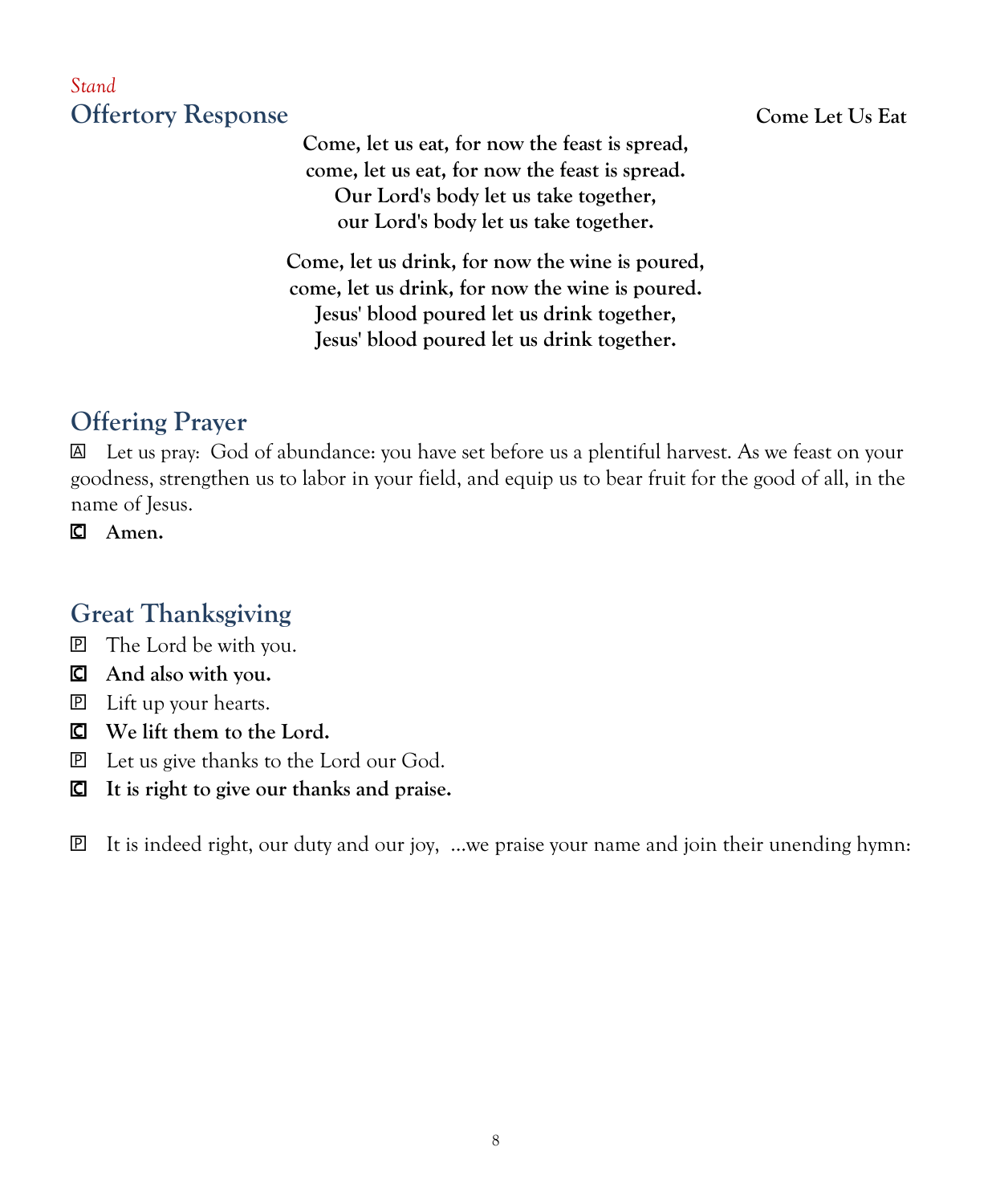*Stand*

## Offertory Response

**Come Let Us Eat**

**Come, let us eat, for now the feast is spread,**
**come, let us eat, for now the feast is spread.**
**Our Lord's body let us take together,**
**our Lord's body let us take together.**

**Come, let us drink, for now the wine is poured,**
**come, let us drink, for now the wine is poured.**
**Jesus' blood poured let us drink together,**
**Jesus' blood poured let us drink together.**

## Offering Prayer

A Let us pray: God of abundance: you have set before us a plentiful harvest. As we feast on your goodness, strengthen us to labor in your field, and equip us to bear fruit for the good of all, in the name of Jesus.

**C Amen.**

## Great Thanksgiving

P The Lord be with you.

**C And also with you.**

P Lift up your hearts.

**C We lift them to the Lord.**

P Let us give thanks to the Lord our God.

**C It is right to give our thanks and praise.**

P It is indeed right, our duty and our joy, ...we praise your name and join their unending hymn: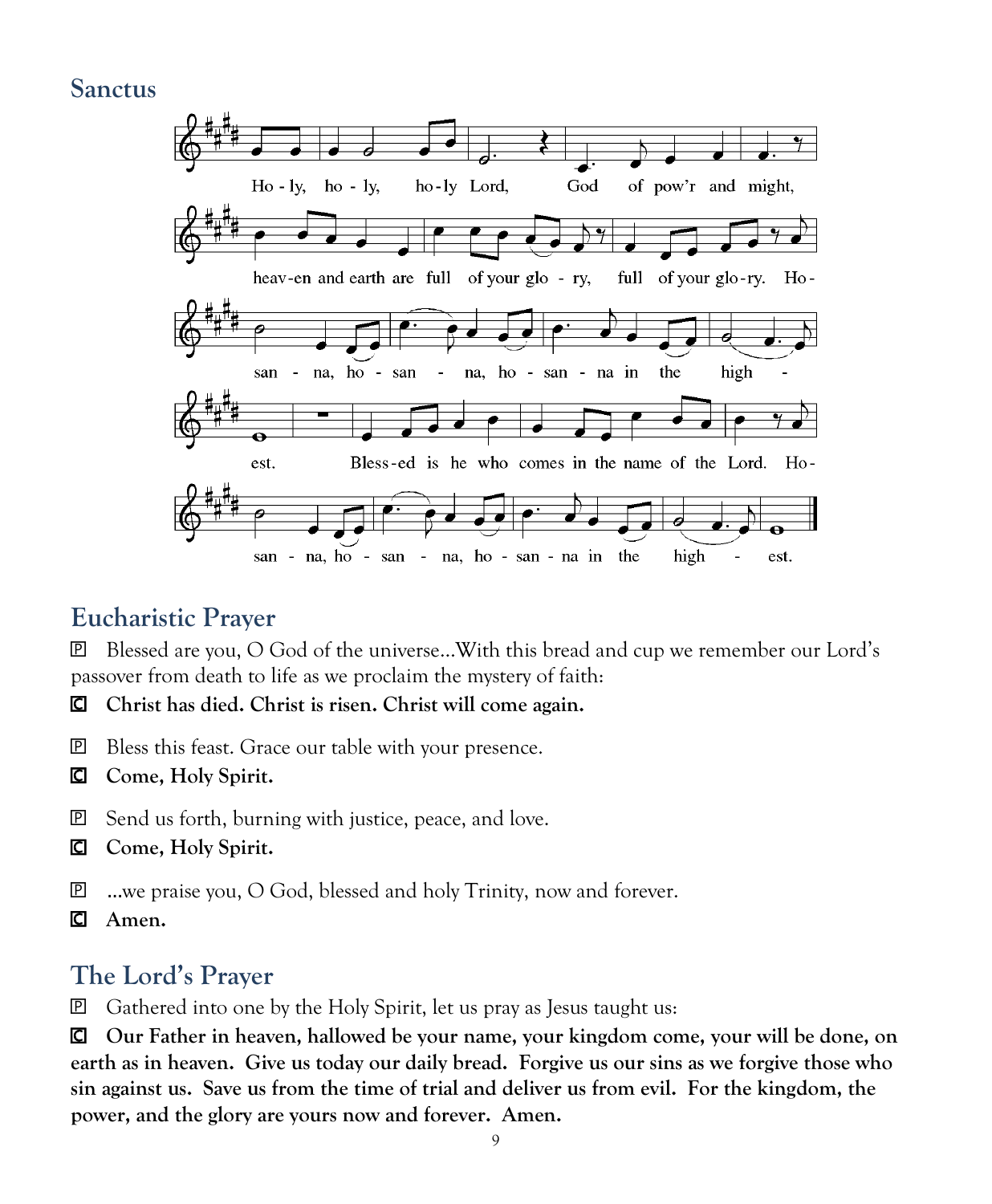## Sanctus

Ho - ly, ho - ly, ho - ly Lord, God of pow'r and might, heav-en and earth are full of your glo - ry, full of your glo-ry. Ho - san - na, ho - san - na, ho - san - na in the high - est. Bless-ed is he who comes in the name of the Lord. Ho - san - na, ho - san - na, ho - san - na in the high - est.

## Eucharistic Prayer

P Blessed are you, O God of the universe…With this bread and cup we remember our Lord's passover from death to life as we proclaim the mystery of faith:

**C Christ has died. Christ is risen. Christ will come again.**

P Bless this feast. Grace our table with your presence.

**C Come, Holy Spirit.**

P Send us forth, burning with justice, peace, and love.

**C Come, Holy Spirit.**

P …we praise you, O God, blessed and holy Trinity, now and forever.

**C Amen.**

## The Lord's Prayer

P Gathered into one by the Holy Spirit, let us pray as Jesus taught us:

**C Our Father in heaven, hallowed be your name, your kingdom come, your will be done, on earth as in heaven. Give us today our daily bread. Forgive us our sins as we forgive those who sin against us. Save us from the time of trial and deliver us from evil. For the kingdom, the power, and the glory are yours now and forever. Amen.**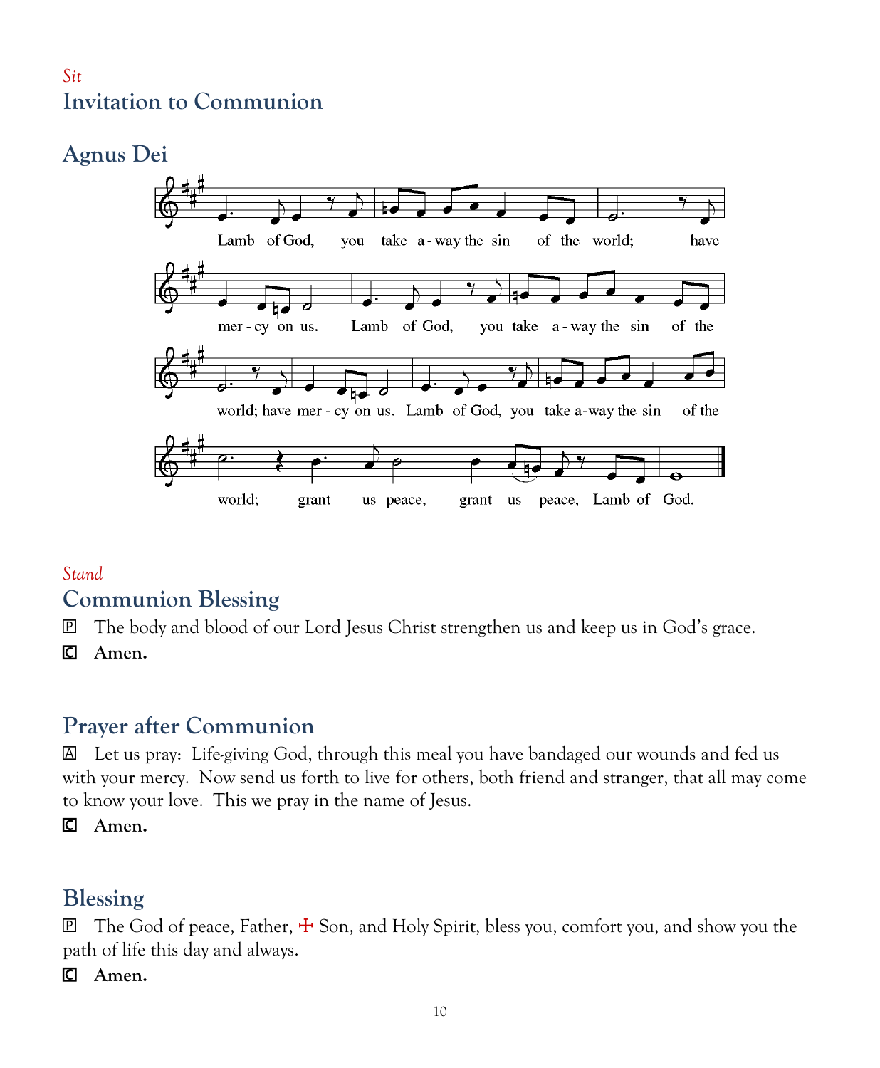*Sit*

## Invitation to Communion

## Agnus Dei

Lamb of God, you take a-way the sin of the world; have mer-cy on us. Lamb of God, you take a-way the sin of the world; have mer-cy on us. Lamb of God, you take a-way the sin of the world; grant us peace, grant us peace, Lamb of God.

*Stand*

## Communion Blessing

P The body and blood of our Lord Jesus Christ strengthen us and keep us in God's grace.

C **Amen.**

## Prayer after Communion

A Let us pray: Life-giving God, through this meal you have bandaged our wounds and fed us with your mercy. Now send us forth to live for others, both friend and stranger, that all may come to know your love. This we pray in the name of Jesus.

C **Amen.**

## Blessing

P The God of peace, Father, ☩ Son, and Holy Spirit, bless you, comfort you, and show you the path of life this day and always.

C **Amen.**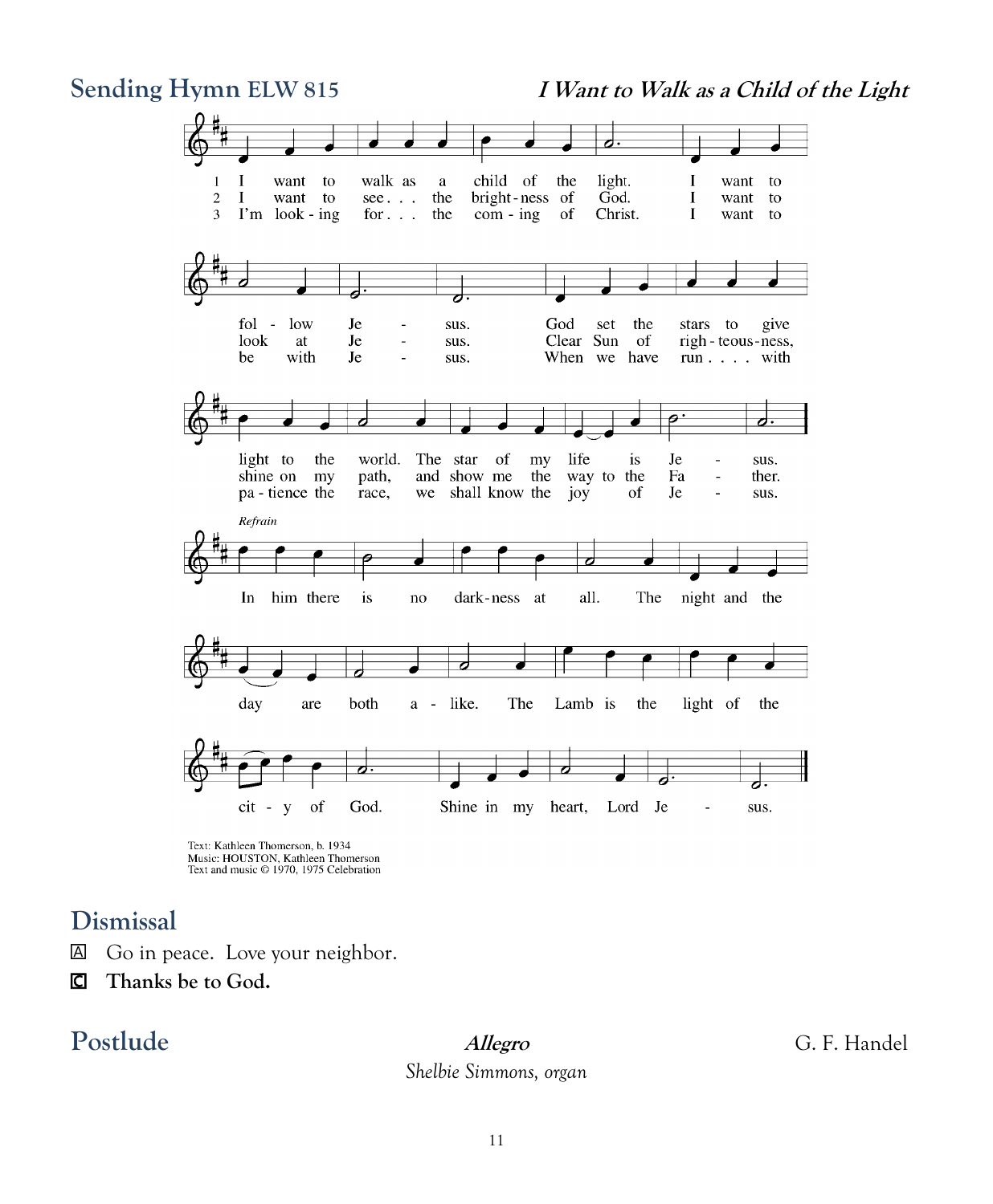## Sending Hymn ELW 815 — *I Want to Walk as a Child of the Light*

1 I want to walk as a child of the light. I want to follow Jesus. God set the stars to give light to the world. The star of my life is Jesus.

2 I want to see... the brightness of God. I want to look at Jesus. Clear Sun of righteousness, shine on my path, and show me the way to the Father.

3 I'm looking for... the coming of Christ. I want to be with Jesus. When we have run.... with patience the race, we shall know the joy of Jesus.

*Refrain*

In him there is no darkness at all. The night and the day are both alike. The Lamb is the light of the city of God. Shine in my heart, Lord Jesus.

Text: Kathleen Thomerson, b. 1934
Music: HOUSTON, Kathleen Thomerson
Text and music © 1970, 1975 Celebration

## Dismissal

A Go in peace. Love your neighbor.

C **Thanks be to God.**

## Postlude

***Allegro*** — G. F. Handel

*Shelbie Simmons, organ*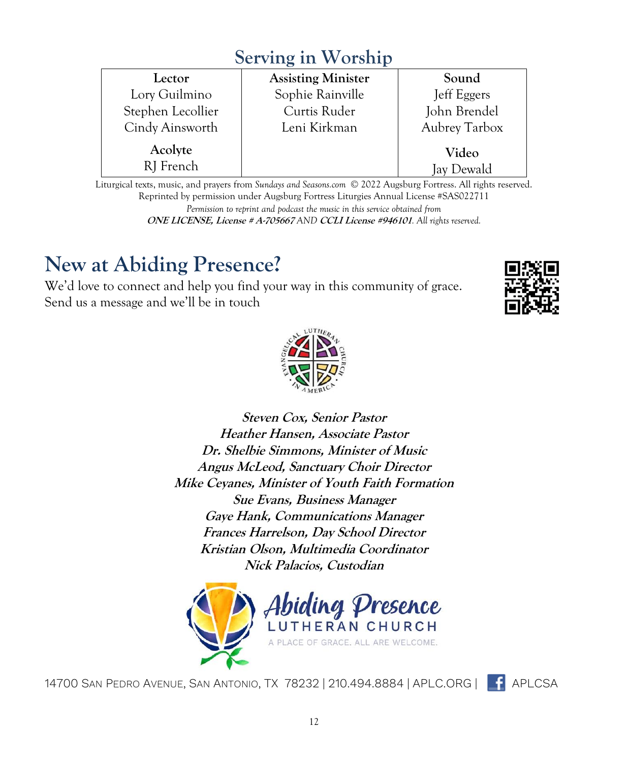## Serving in Worship

| Lector | Assisting Minister | Sound |
|---|---|---|
| Lory Guilmino<br>Stephen Lecollier<br>Cindy Ainsworth | Sophie Rainville<br>Curtis Ruder<br>Leni Kirkman | Jeff Eggers<br>John Brendel<br>Aubrey Tarbox |
| **Acolyte**<br>RJ French | | **Video**<br>Jay Dewald |

Liturgical texts, music, and prayers from *Sundays and Seasons.com* © 2022 Augsburg Fortress. All rights reserved.
Reprinted by permission under Augsburg Fortress Liturgies Annual License #SAS022711
*Permission to reprint and podcast the music in this service obtained from*
***ONE LICENSE, License # A-705667*** *AND* ***CCLI License #946101****. All rights reserved.*

# New at Abiding Presence?

We'd love to connect and help you find your way in this community of grace.
Send us a message and we'll be in touch

EVANGELICAL LUTHERAN CHURCH IN AMERICA

***Steven Cox, Senior Pastor***
***Heather Hansen, Associate Pastor***
***Dr. Shelbie Simmons, Minister of Music***
***Angus McLeod, Sanctuary Choir Director***
***Mike Ceyanes, Minister of Youth Faith Formation***
***Sue Evans, Business Manager***
***Gaye Hank, Communications Manager***
***Frances Harrelson, Day School Director***
***Kristian Olson, Multimedia Coordinator***
***Nick Palacios, Custodian***

Abiding Presence
LUTHERAN CHURCH
A PLACE OF GRACE. ALL ARE WELCOME.

14700 San Pedro Avenue, San Antonio, TX 78232 | 210.494.8884 | APLC.ORG | APLCSA